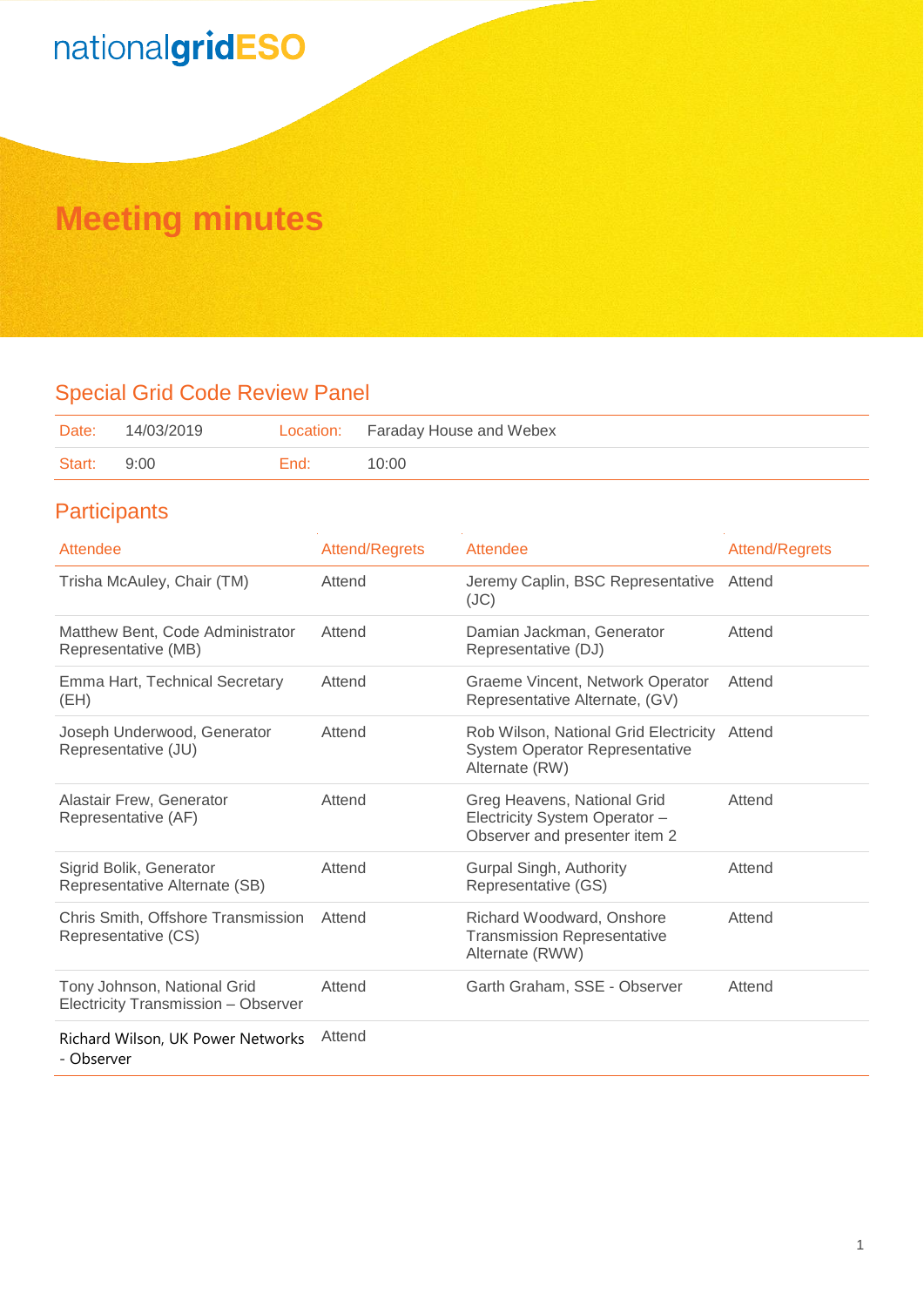nationalgridESO

# Meeting minutes

## Special Grid Code Review Panel

| Date: | 14/03/2019 | Location: | Faraday House and Webex |
|---|---|---|---|
| Start: | 9:00 | End: | 10:00 |

## Participants

| Attendee | Attend/Regrets | Attendee | Attend/Regrets |
|---|---|---|---|
| Trisha McAuley, Chair (TM) | Attend | Jeremy Caplin, BSC Representative (JC) | Attend |
| Matthew Bent, Code Administrator Representative (MB) | Attend | Damian Jackman, Generator Representative (DJ) | Attend |
| Emma Hart, Technical Secretary (EH) | Attend | Graeme Vincent, Network Operator Representative Alternate, (GV) | Attend |
| Joseph Underwood, Generator Representative (JU) | Attend | Rob Wilson, National Grid Electricity System Operator Representative Alternate (RW) | Attend |
| Alastair Frew, Generator Representative (AF) | Attend | Greg Heavens, National Grid Electricity System Operator – Observer and presenter item 2 | Attend |
| Sigrid Bolik, Generator Representative Alternate (SB) | Attend | Gurpal Singh, Authority Representative (GS) | Attend |
| Chris Smith, Offshore Transmission Representative (CS) | Attend | Richard Woodward, Onshore Transmission Representative Alternate (RWW) | Attend |
| Tony Johnson, National Grid Electricity Transmission – Observer | Attend | Garth Graham, SSE - Observer | Attend |
| Richard Wilson, UK Power Networks - Observer | Attend | | |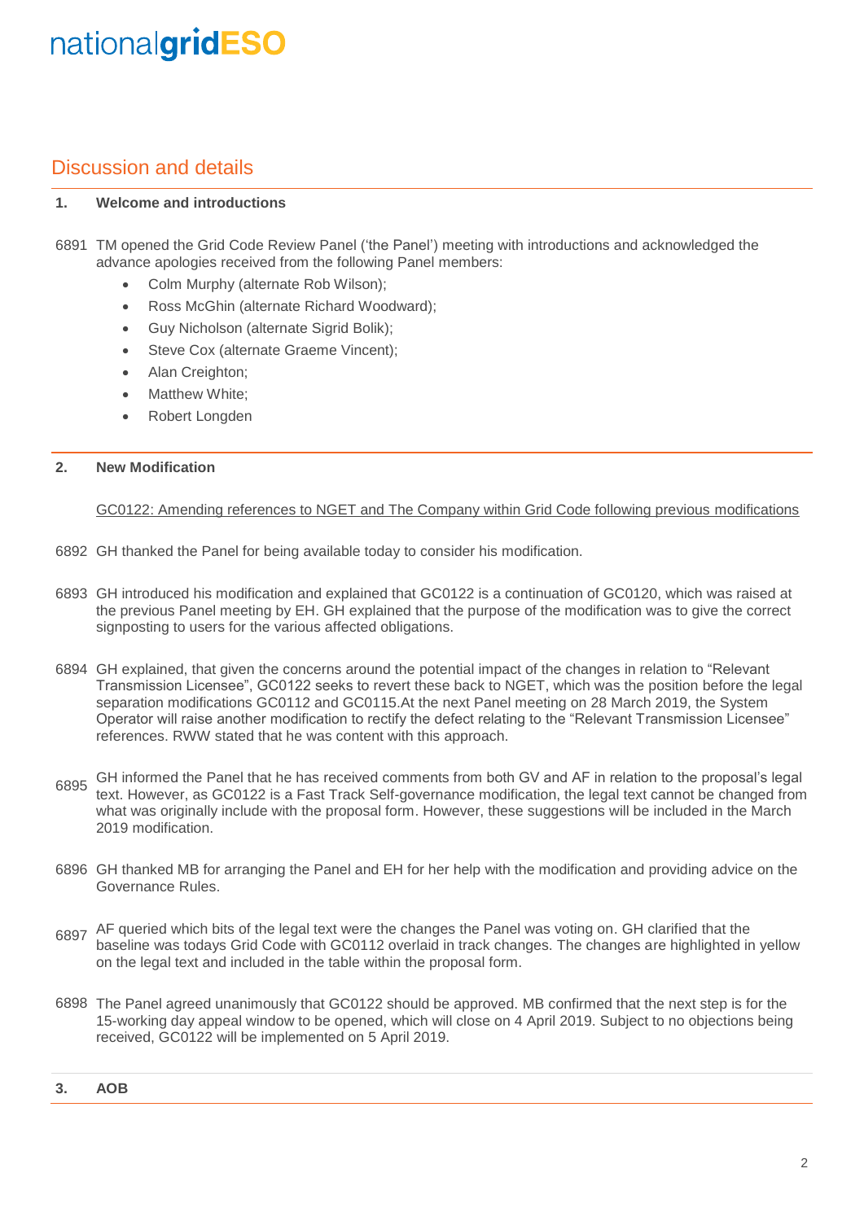## Discussion and details

**1. Welcome and introductions**

6891 TM opened the Grid Code Review Panel ('the Panel') meeting with introductions and acknowledged the advance apologies received from the following Panel members:

- Colm Murphy (alternate Rob Wilson);
- Ross McGhin (alternate Richard Woodward);
- Guy Nicholson (alternate Sigrid Bolik);
- Steve Cox (alternate Graeme Vincent);
- Alan Creighton;
- Matthew White;
- Robert Longden

**2. New Modification**

GC0122: Amending references to NGET and The Company within Grid Code following previous modifications

6892 GH thanked the Panel for being available today to consider his modification.

6893 GH introduced his modification and explained that GC0122 is a continuation of GC0120, which was raised at the previous Panel meeting by EH. GH explained that the purpose of the modification was to give the correct signposting to users for the various affected obligations.

6894 GH explained, that given the concerns around the potential impact of the changes in relation to "Relevant Transmission Licensee", GC0122 seeks to revert these back to NGET, which was the position before the legal separation modifications GC0112 and GC0115.At the next Panel meeting on 28 March 2019, the System Operator will raise another modification to rectify the defect relating to the "Relevant Transmission Licensee" references. RWW stated that he was content with this approach.

6895 GH informed the Panel that he has received comments from both GV and AF in relation to the proposal's legal text. However, as GC0122 is a Fast Track Self-governance modification, the legal text cannot be changed from what was originally include with the proposal form. However, these suggestions will be included in the March 2019 modification.

6896 GH thanked MB for arranging the Panel and EH for her help with the modification and providing advice on the Governance Rules.

6897 AF queried which bits of the legal text were the changes the Panel was voting on. GH clarified that the baseline was todays Grid Code with GC0112 overlaid in track changes. The changes are highlighted in yellow on the legal text and included in the table within the proposal form.

6898 The Panel agreed unanimously that GC0122 should be approved. MB confirmed that the next step is for the 15-working day appeal window to be opened, which will close on 4 April 2019. Subject to no objections being received, GC0122 will be implemented on 5 April 2019.

**3. AOB**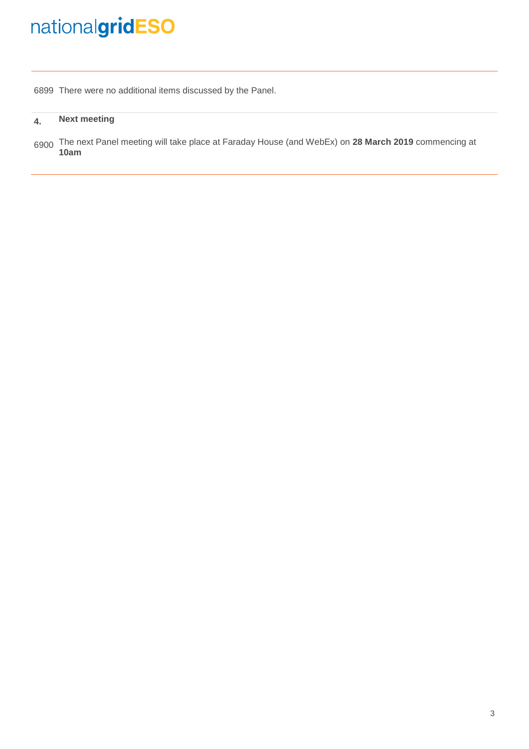6899 There were no additional items discussed by the Panel.

## 4. Next meeting

6900 The next Panel meeting will take place at Faraday House (and WebEx) on **28 March 2019** commencing at **10am**